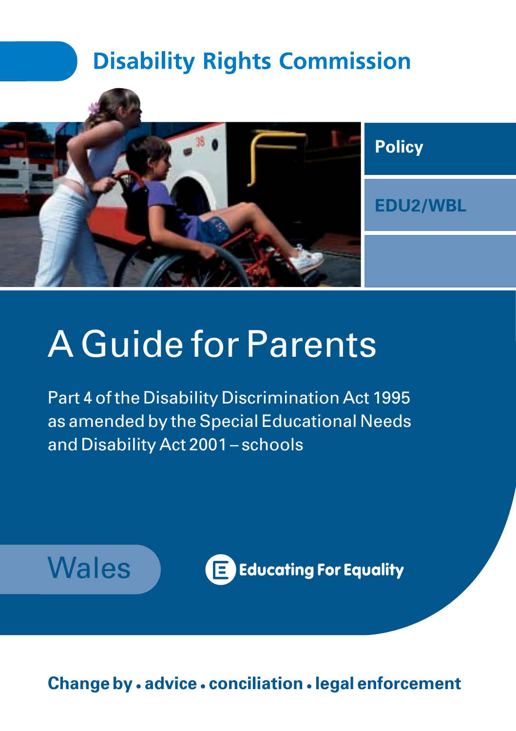Disability Rights Commission

Policy

EDU2/WBL

# A Guide for Parents

Part 4 of the Disability Discrimination Act 1995 as amended by the Special Educational Needs and Disability Act 2001 – schools

Wales

Educating For Equality

**Change by • advice • conciliation • legal enforcement**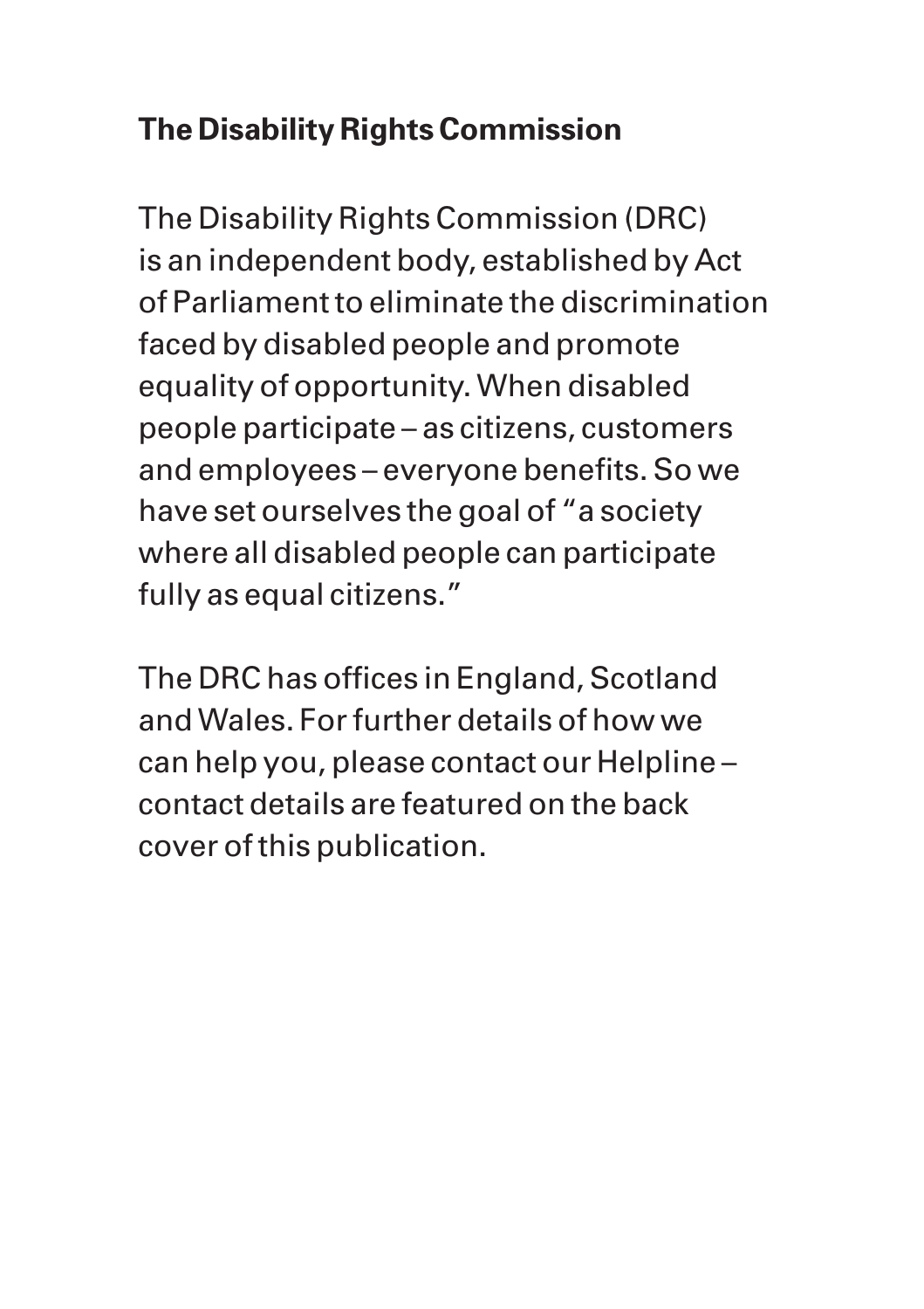## The Disability Rights Commission

The Disability Rights Commission (DRC) is an independent body, established by Act of Parliament to eliminate the discrimination faced by disabled people and promote equality of opportunity. When disabled people participate – as citizens, customers and employees – everyone benefits. So we have set ourselves the goal of "a society where all disabled people can participate fully as equal citizens."

The DRC has offices in England, Scotland and Wales. For further details of how we can help you, please contact our Helpline – contact details are featured on the back cover of this publication.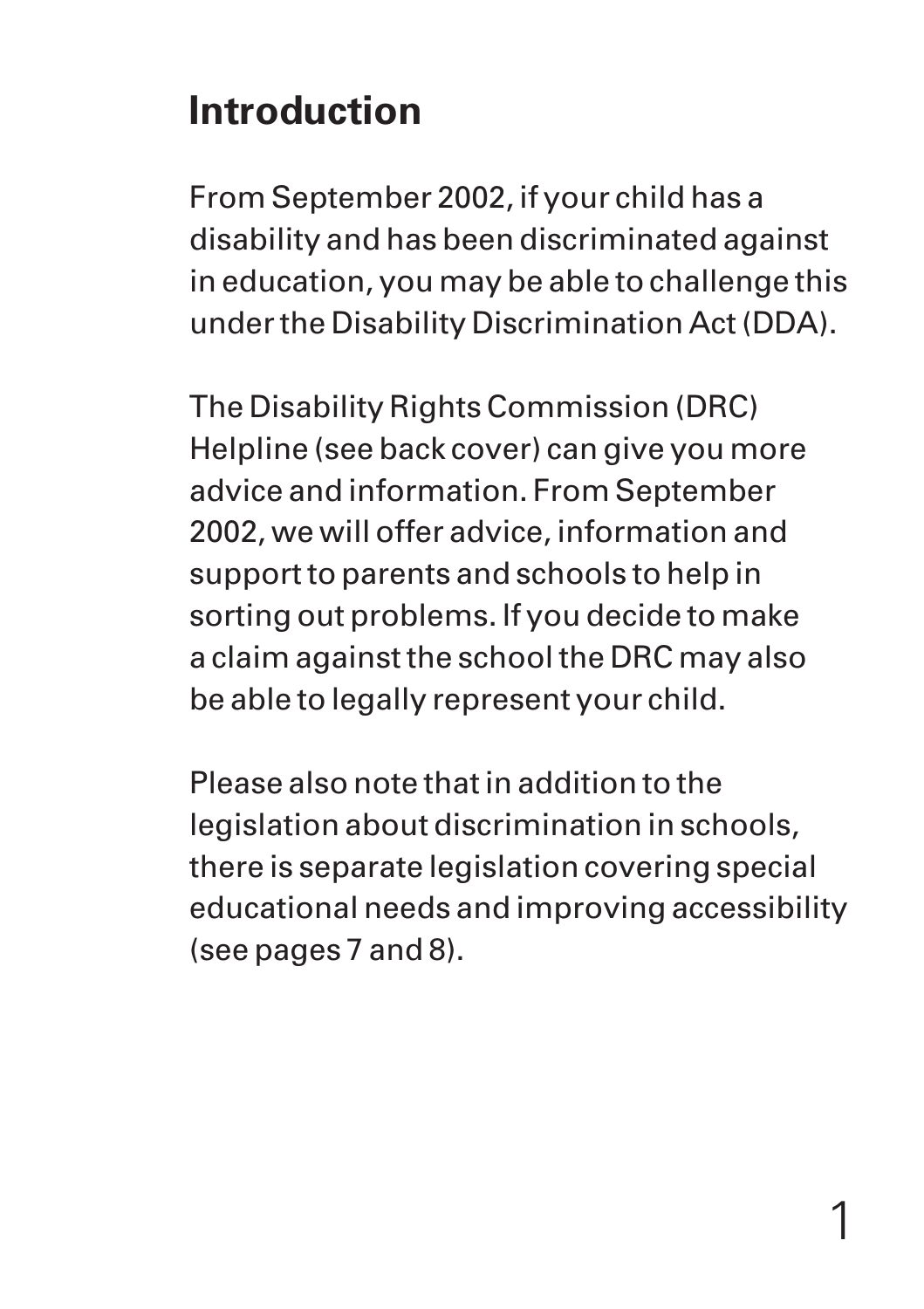# Introduction

From September 2002, if your child has a disability and has been discriminated against in education, you may be able to challenge this under the Disability Discrimination Act (DDA).

The Disability Rights Commission (DRC) Helpline (see back cover) can give you more advice and information. From September 2002, we will offer advice, information and support to parents and schools to help in sorting out problems. If you decide to make a claim against the school the DRC may also be able to legally represent your child.

Please also note that in addition to the legislation about discrimination in schools, there is separate legislation covering special educational needs and improving accessibility (see pages 7 and 8).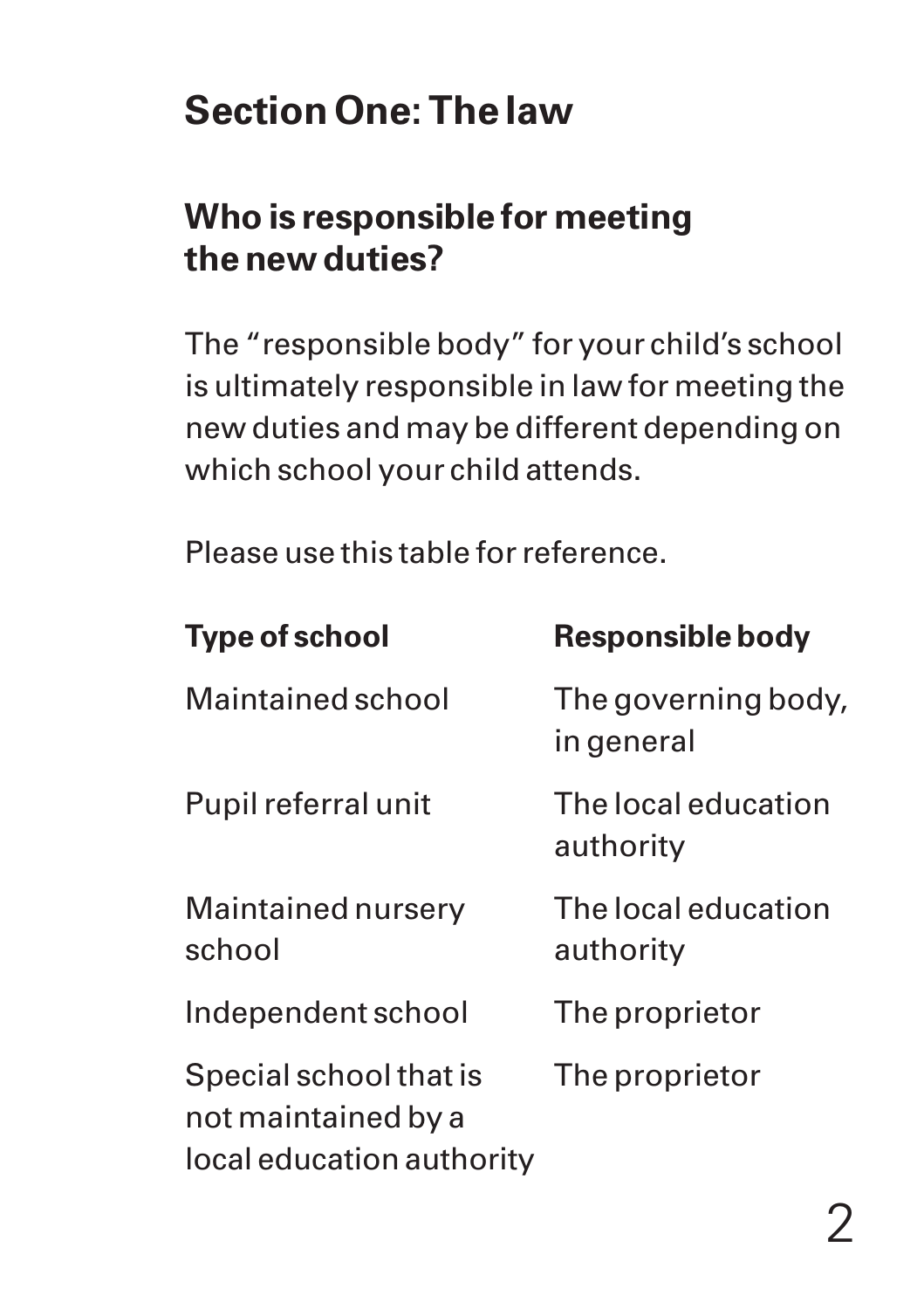# Section One: The law

## Who is responsible for meeting the new duties?

The "responsible body" for your child's school is ultimately responsible in law for meeting the new duties and may be different depending on which school your child attends.

Please use this table for reference.

| Type of school | Responsible body |
|---|---|
| Maintained school | The governing body, in general |
| Pupil referral unit | The local education authority |
| Maintained nursery school | The local education authority |
| Independent school | The proprietor |
| Special school that is not maintained by a local education authority | The proprietor |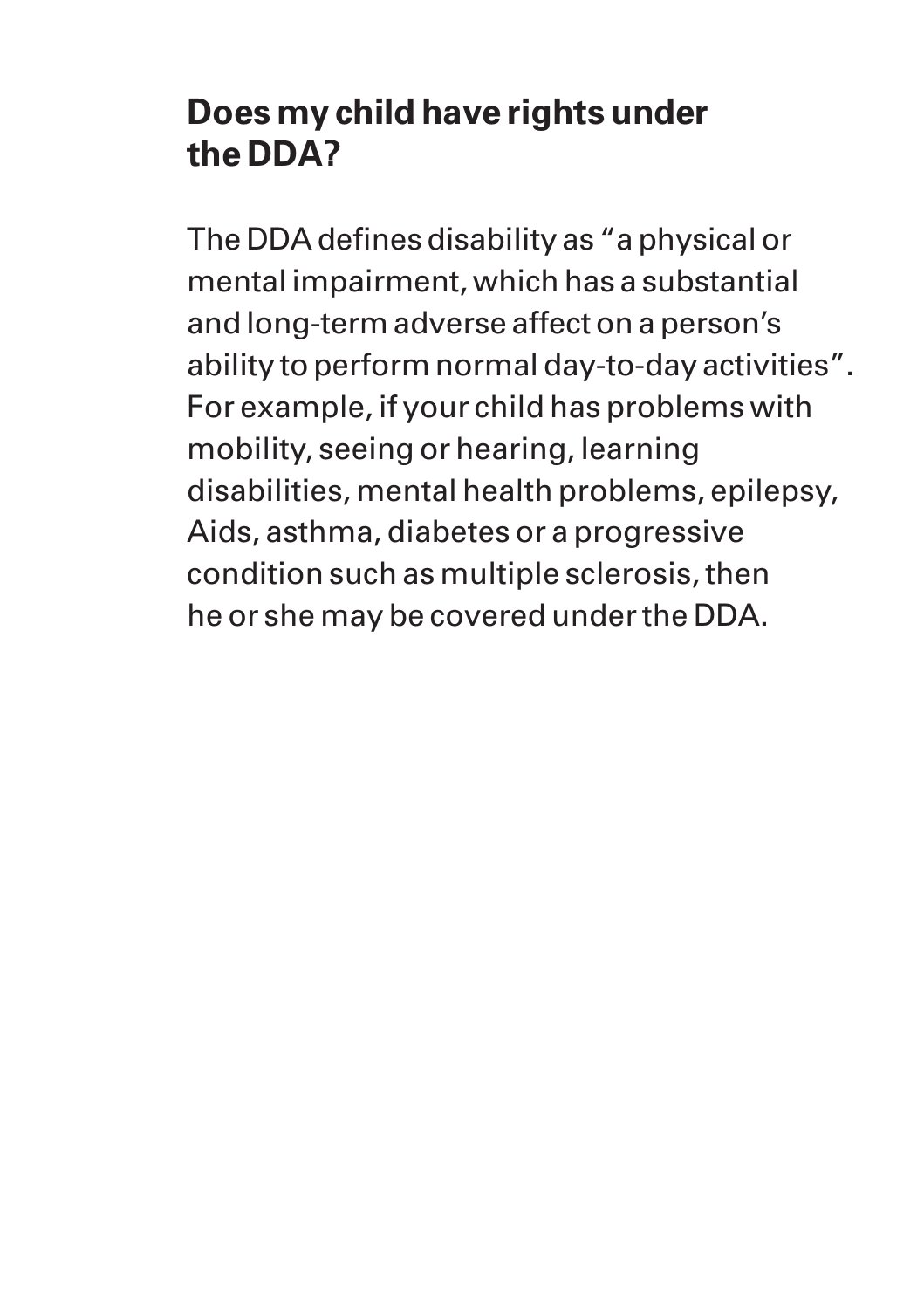## Does my child have rights under the DDA?

The DDA defines disability as "a physical or mental impairment, which has a substantial and long-term adverse affect on a person's ability to perform normal day-to-day activities". For example, if your child has problems with mobility, seeing or hearing, learning disabilities, mental health problems, epilepsy, Aids, asthma, diabetes or a progressive condition such as multiple sclerosis, then he or she may be covered under the DDA.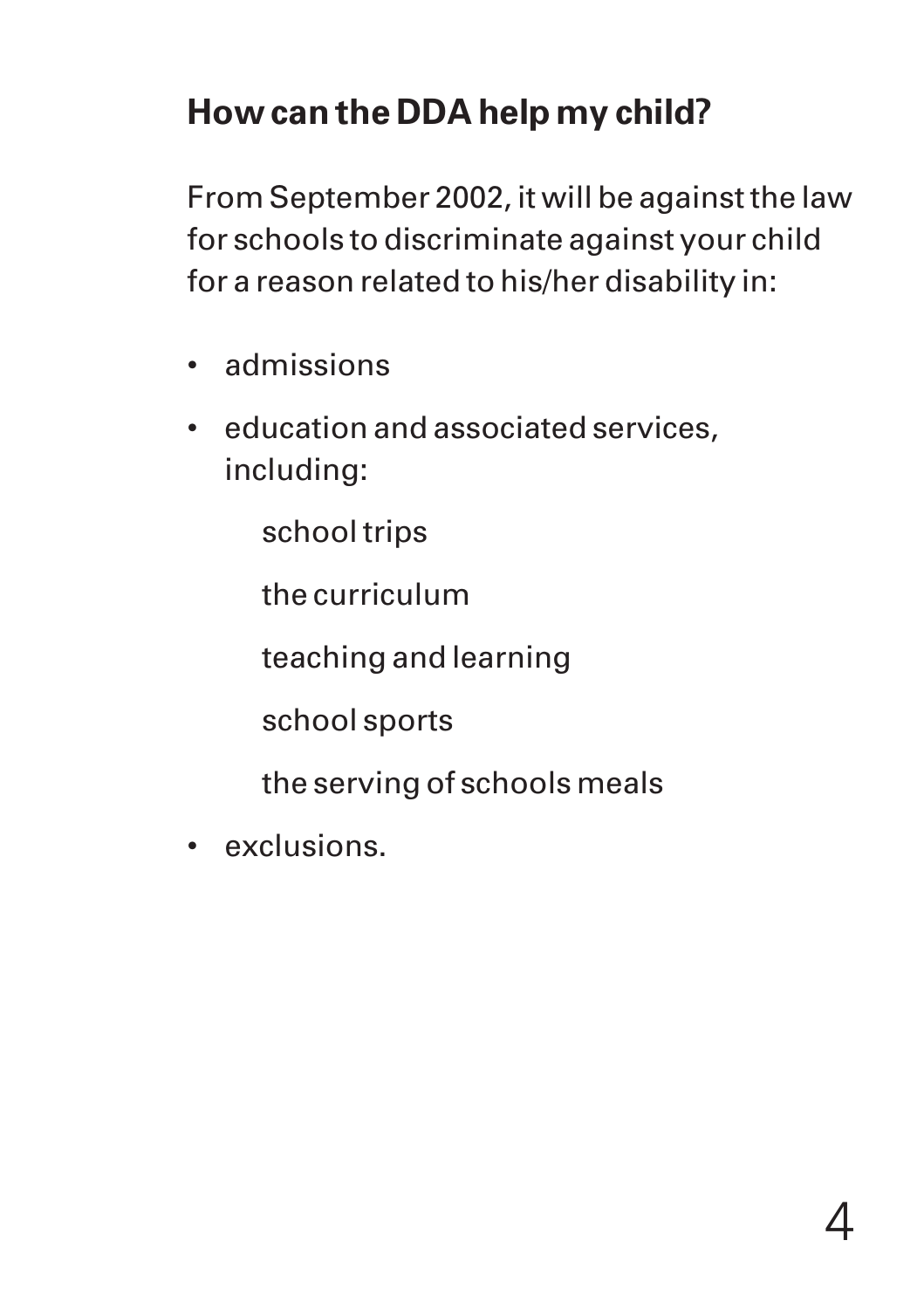## How can the DDA help my child?

From September 2002, it will be against the law for schools to discriminate against your child for a reason related to his/her disability in:

- admissions
- education and associated services, including:

  school trips

  the curriculum

  teaching and learning

  school sports

  the serving of schools meals

- exclusions.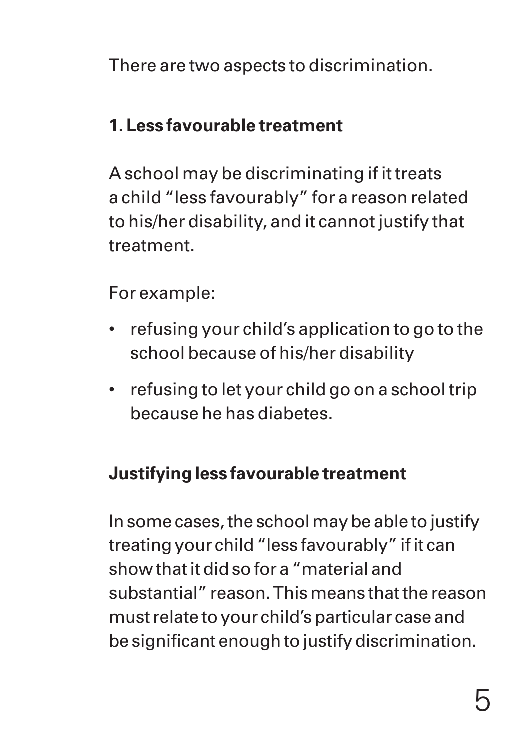There are two aspects to discrimination.

### 1. Less favourable treatment

A school may be discriminating if it treats a child “less favourably” for a reason related to his/her disability, and it cannot justify that treatment.

For example:

- refusing your child’s application to go to the school because of his/her disability
- refusing to let your child go on a school trip because he has diabetes.

### Justifying less favourable treatment

In some cases, the school may be able to justify treating your child “less favourably” if it can show that it did so for a “material and substantial” reason. This means that the reason must relate to your child’s particular case and be significant enough to justify discrimination.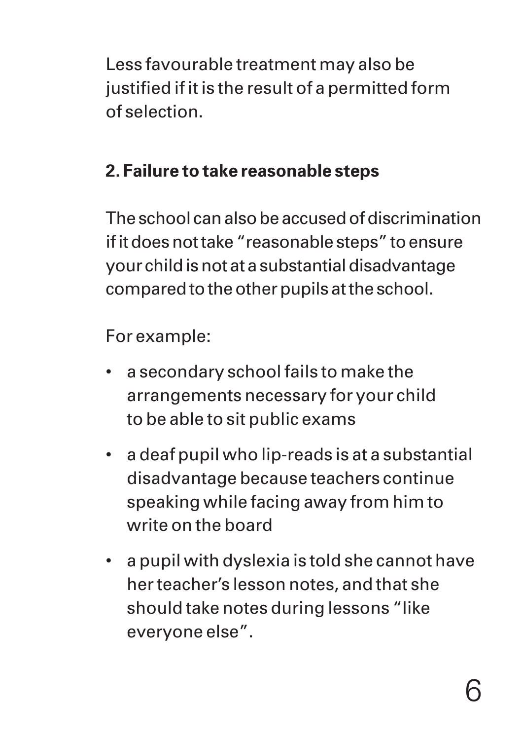Less favourable treatment may also be justified if it is the result of a permitted form of selection.

## 2. Failure to take reasonable steps

The school can also be accused of discrimination if it does not take "reasonable steps" to ensure your child is not at a substantial disadvantage compared to the other pupils at the school.

For example:

- a secondary school fails to make the arrangements necessary for your child to be able to sit public exams
- a deaf pupil who lip-reads is at a substantial disadvantage because teachers continue speaking while facing away from him to write on the board
- a pupil with dyslexia is told she cannot have her teacher's lesson notes, and that she should take notes during lessons "like everyone else".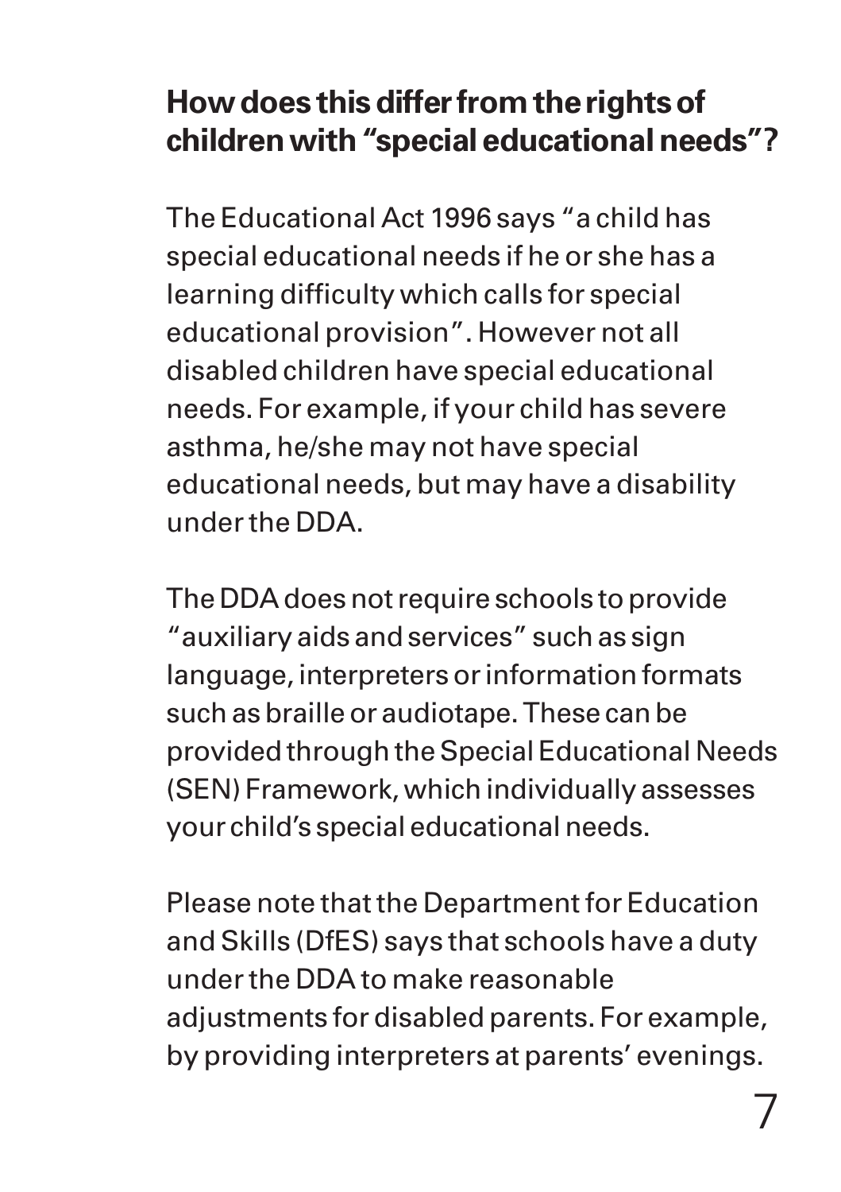## How does this differ from the rights of children with "special educational needs"?

The Educational Act 1996 says "a child has special educational needs if he or she has a learning difficulty which calls for special educational provision". However not all disabled children have special educational needs. For example, if your child has severe asthma, he/she may not have special educational needs, but may have a disability under the DDA.

The DDA does not require schools to provide "auxiliary aids and services" such as sign language, interpreters or information formats such as braille or audiotape. These can be provided through the Special Educational Needs (SEN) Framework, which individually assesses your child's special educational needs.

Please note that the Department for Education and Skills (DfES) says that schools have a duty under the DDA to make reasonable adjustments for disabled parents. For example, by providing interpreters at parents' evenings.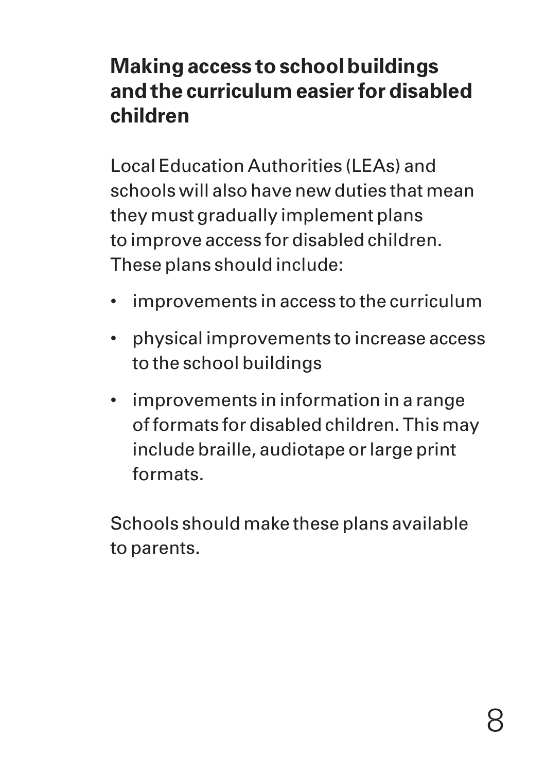## Making access to school buildings and the curriculum easier for disabled children

Local Education Authorities (LEAs) and schools will also have new duties that mean they must gradually implement plans to improve access for disabled children. These plans should include:

- improvements in access to the curriculum
- physical improvements to increase access to the school buildings
- improvements in information in a range of formats for disabled children. This may include braille, audiotape or large print formats.

Schools should make these plans available to parents.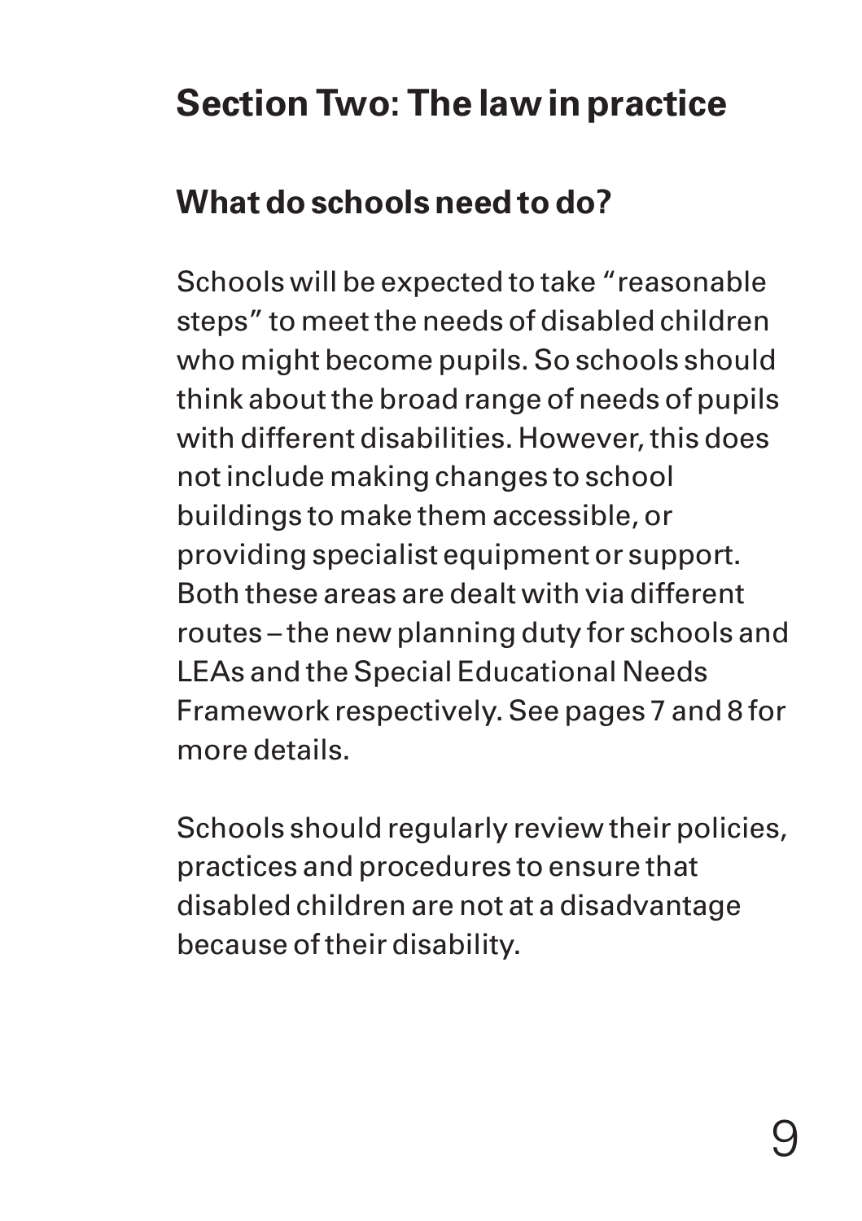# Section Two: The law in practice

## What do schools need to do?

Schools will be expected to take “reasonable steps” to meet the needs of disabled children who might become pupils. So schools should think about the broad range of needs of pupils with different disabilities. However, this does not include making changes to school buildings to make them accessible, or providing specialist equipment or support. Both these areas are dealt with via different routes – the new planning duty for schools and LEAs and the Special Educational Needs Framework respectively. See pages 7 and 8 for more details.

Schools should regularly review their policies, practices and procedures to ensure that disabled children are not at a disadvantage because of their disability.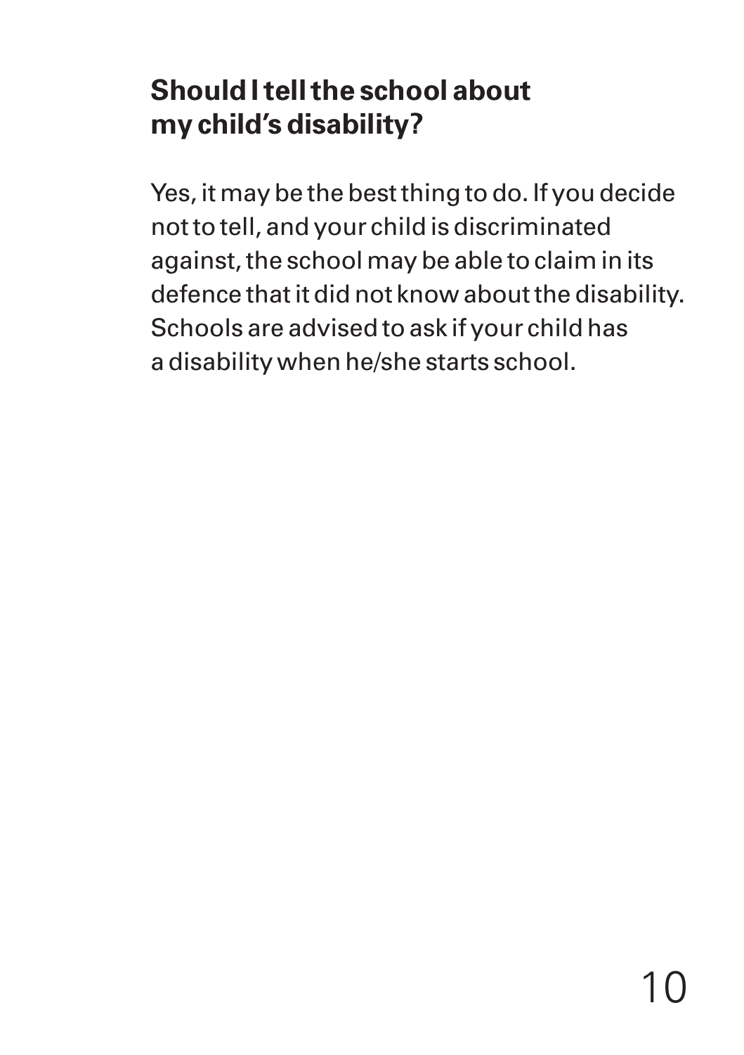## Should I tell the school about my child's disability?

Yes, it may be the best thing to do. If you decide not to tell, and your child is discriminated against, the school may be able to claim in its defence that it did not know about the disability. Schools are advised to ask if your child has a disability when he/she starts school.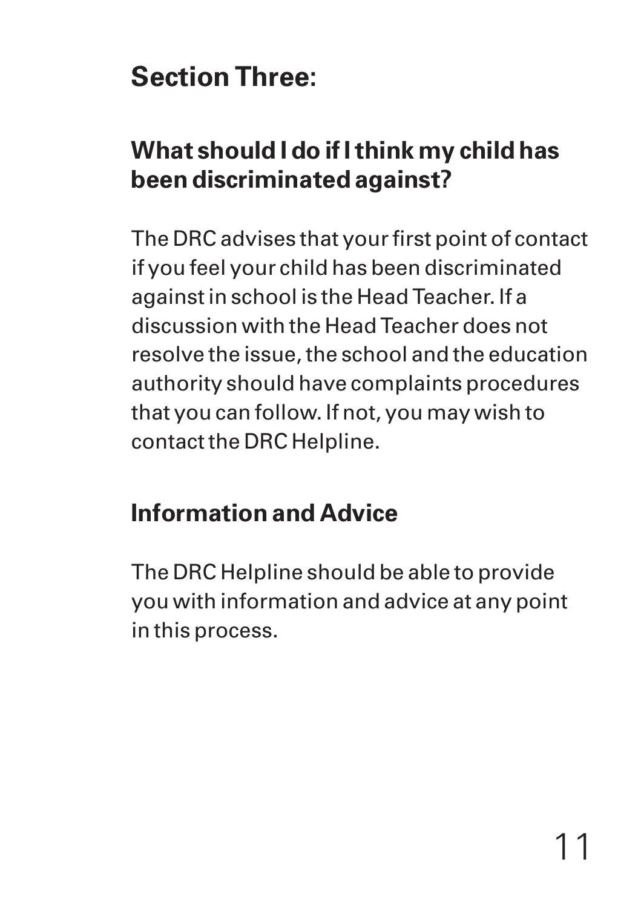# Section Three:

## What should I do if I think my child has been discriminated against?

The DRC advises that your first point of contact if you feel your child has been discriminated against in school is the Head Teacher. If a discussion with the Head Teacher does not resolve the issue, the school and the education authority should have complaints procedures that you can follow. If not, you may wish to contact the DRC Helpline.

## Information and Advice

The DRC Helpline should be able to provide you with information and advice at any point in this process.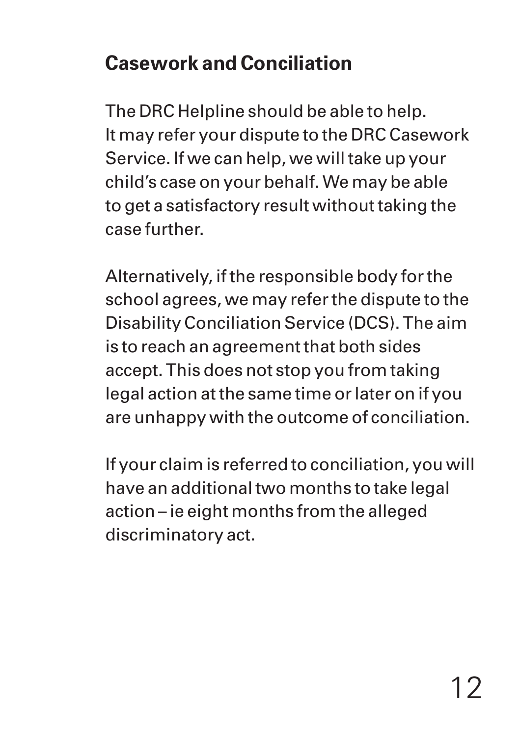## Casework and Conciliation

The DRC Helpline should be able to help. It may refer your dispute to the DRC Casework Service. If we can help, we will take up your child's case on your behalf. We may be able to get a satisfactory result without taking the case further.

Alternatively, if the responsible body for the school agrees, we may refer the dispute to the Disability Conciliation Service (DCS). The aim is to reach an agreement that both sides accept. This does not stop you from taking legal action at the same time or later on if you are unhappy with the outcome of conciliation.

If your claim is referred to conciliation, you will have an additional two months to take legal action – ie eight months from the alleged discriminatory act.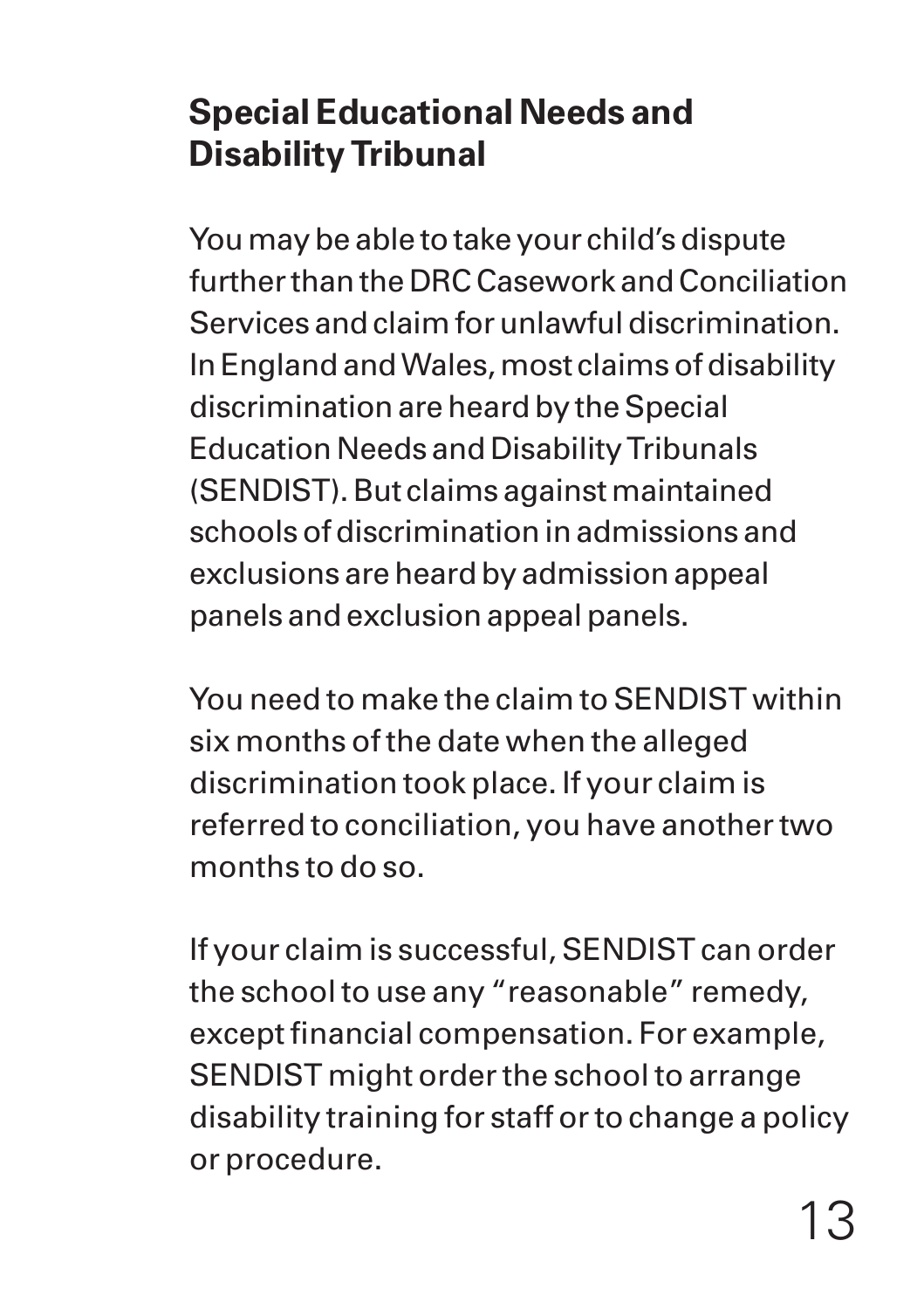## Special Educational Needs and Disability Tribunal

You may be able to take your child's dispute further than the DRC Casework and Conciliation Services and claim for unlawful discrimination. In England and Wales, most claims of disability discrimination are heard by the Special Education Needs and Disability Tribunals (SENDIST). But claims against maintained schools of discrimination in admissions and exclusions are heard by admission appeal panels and exclusion appeal panels.

You need to make the claim to SENDIST within six months of the date when the alleged discrimination took place. If your claim is referred to conciliation, you have another two months to do so.

If your claim is successful, SENDIST can order the school to use any "reasonable" remedy, except financial compensation. For example, SENDIST might order the school to arrange disability training for staff or to change a policy or procedure.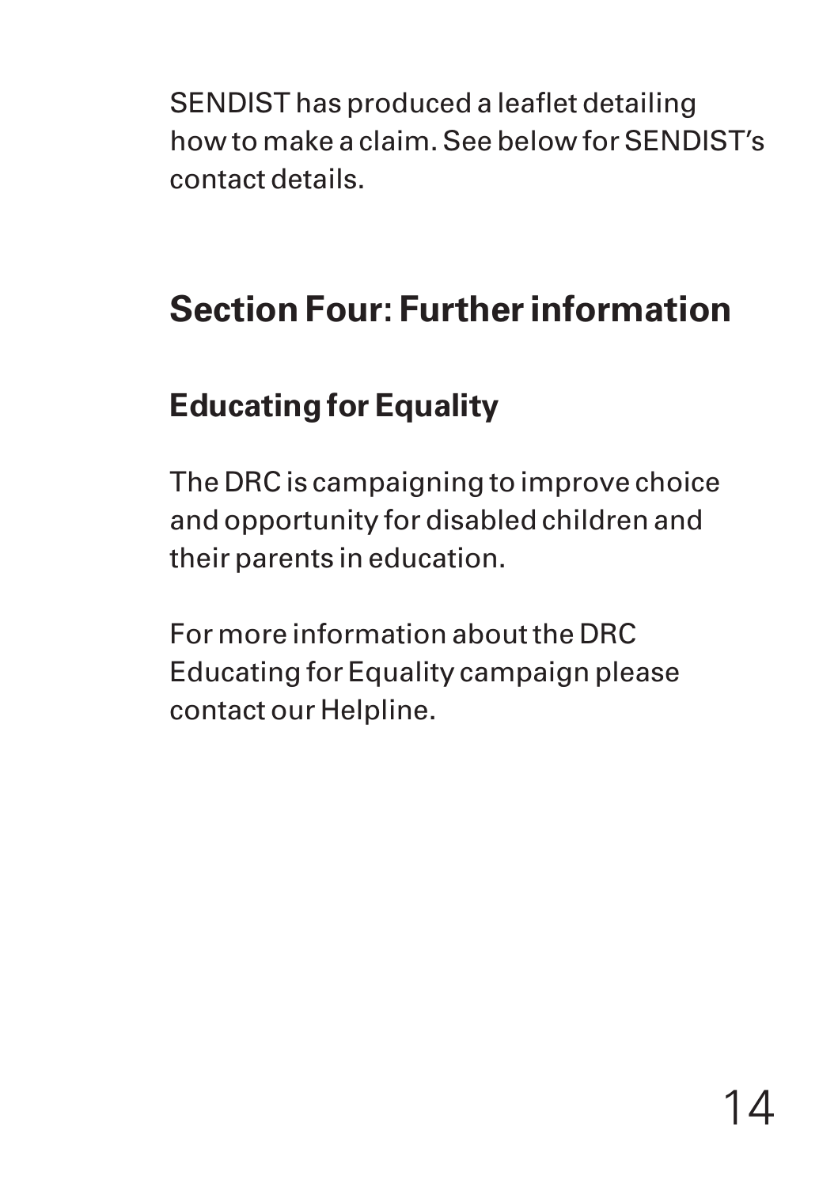SENDIST has produced a leaflet detailing how to make a claim. See below for SENDIST's contact details.

## Section Four: Further information

### Educating for Equality

The DRC is campaigning to improve choice and opportunity for disabled children and their parents in education.

For more information about the DRC Educating for Equality campaign please contact our Helpline.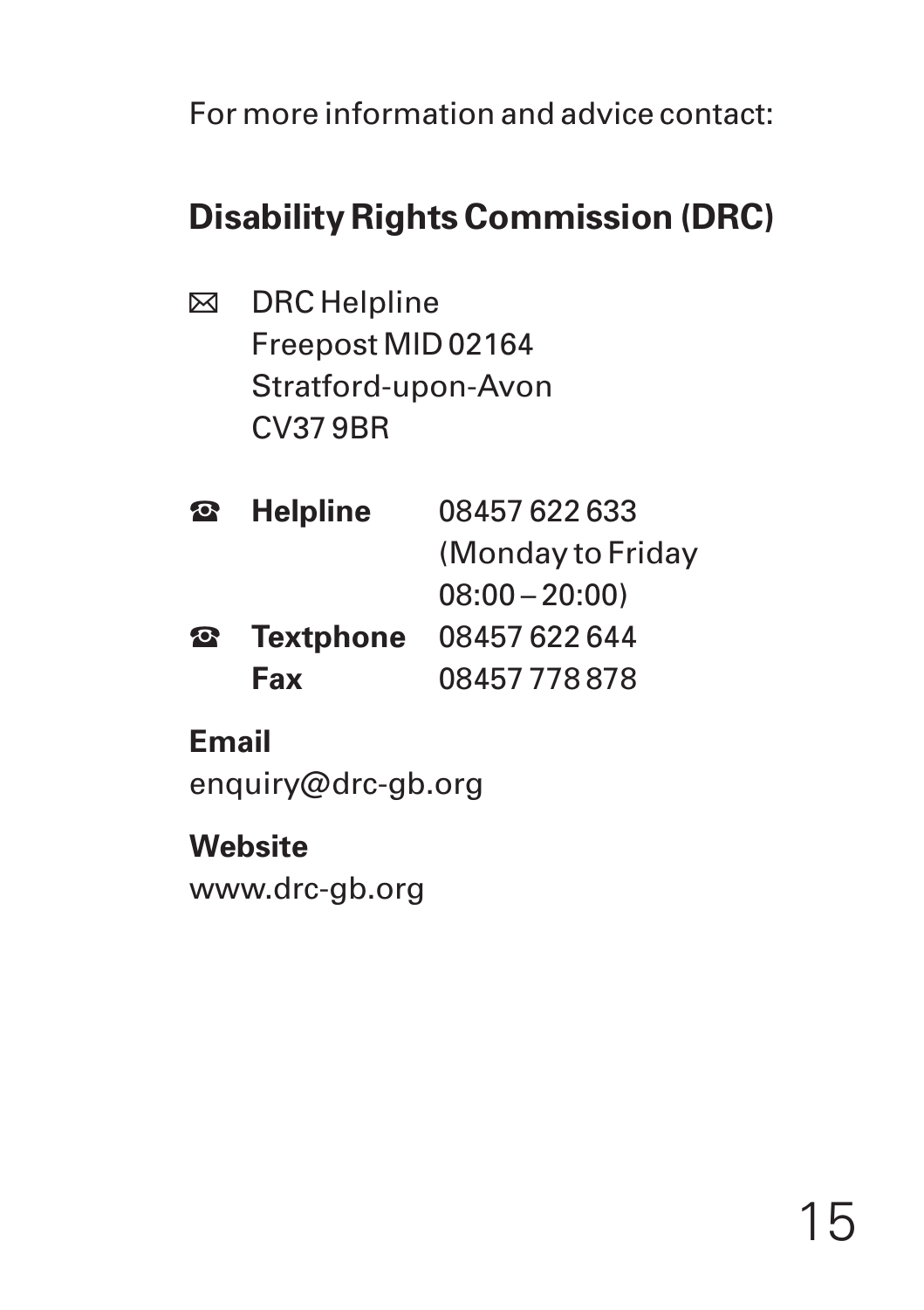For more information and advice contact:

## Disability Rights Commission (DRC)

✉ DRC Helpline
Freepost MID 02164
Stratford-upon-Avon
CV37 9BR

☎ **Helpline** 08457 622 633
(Monday to Friday
08:00 – 20:00)

☎ **Textphone** 08457 622 644

**Fax** 08457 778 878

**Email**
enquiry@drc-gb.org

**Website**
www.drc-gb.org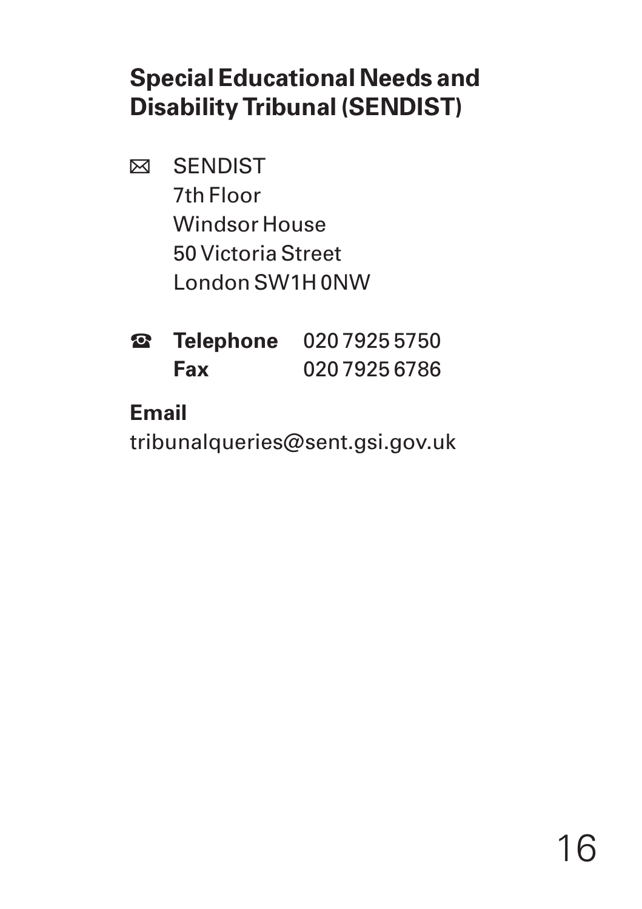## Special Educational Needs and Disability Tribunal (SENDIST)

✉ SENDIST
7th Floor
Windsor House
50 Victoria Street
London SW1H 0NW

☎ **Telephone** 020 7925 5750
**Fax** 020 7925 6786

**Email**
tribunalqueries@sent.gsi.gov.uk